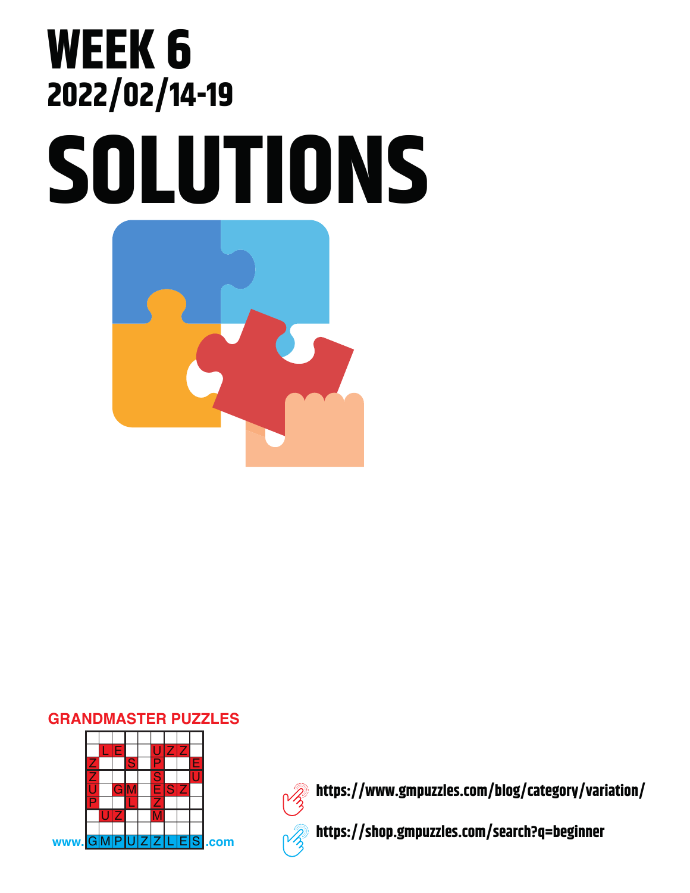# WEEK 6

## 2022/02/14-19

# SOLUTIONS

**GRANDMASTER PUZZLES**

www.GMPUZZLES.com

https://www.gmpuzzles.com/blog/category/variation/

https://shop.gmpuzzles.com/search?q=beginner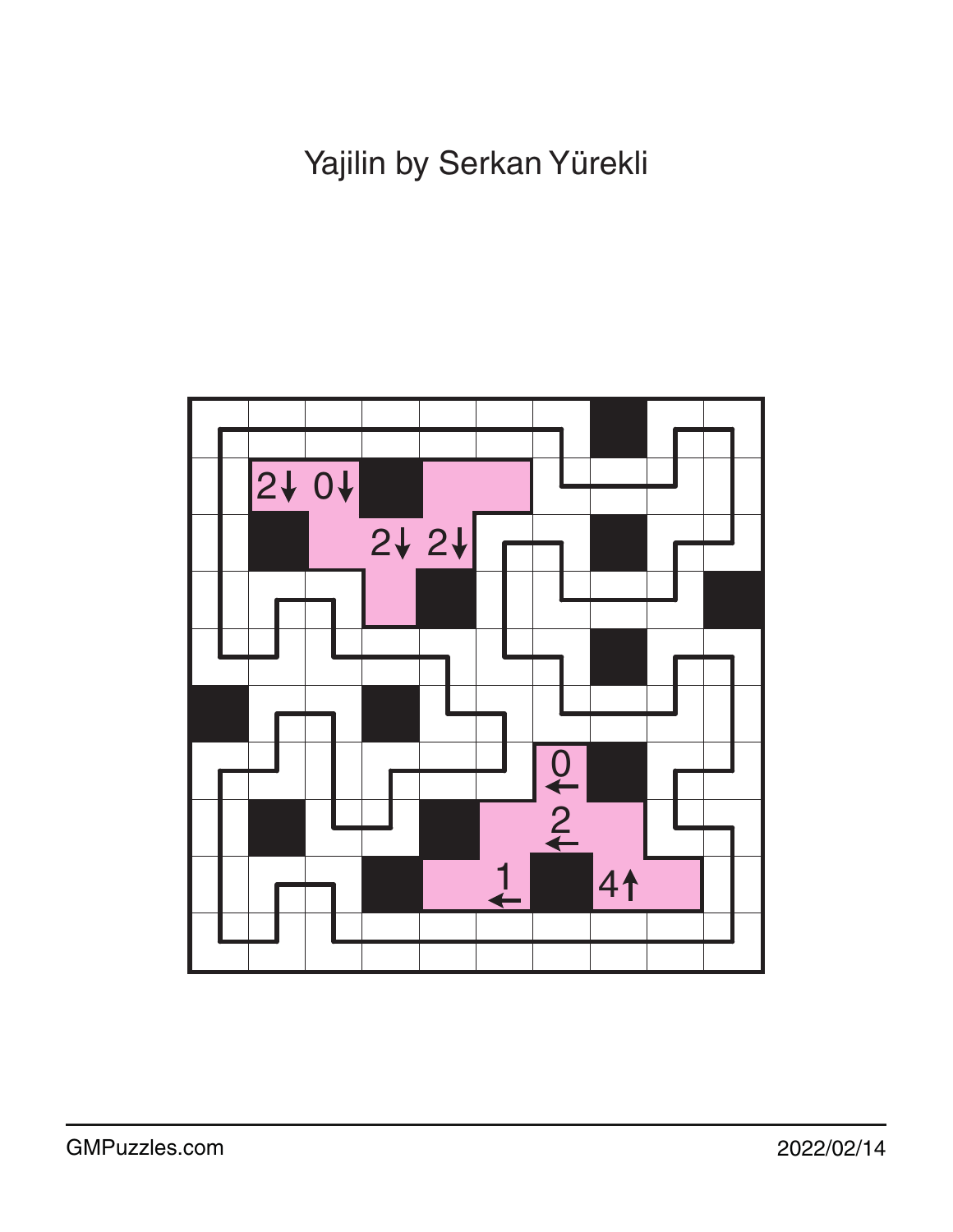# Yajilin by Serkan Yürekli

| | | | | | | | | | |
|---|---|---|---|---|---|---|---|---|---|
| | | | | | | | | | |
| | 2↓ | 0↓ | | | | | | | |
| | | | 2↓ | 2↓ | | | | | |
| | | | | | | | | | |
| | | | | | | | | | |
| | | | | | | | | | |
| | | | | | | 0← | | | |
| | | | | | | 2← | | | |
| | | | | | 1← | | 4↑ | | |
| | | | | | | | | | |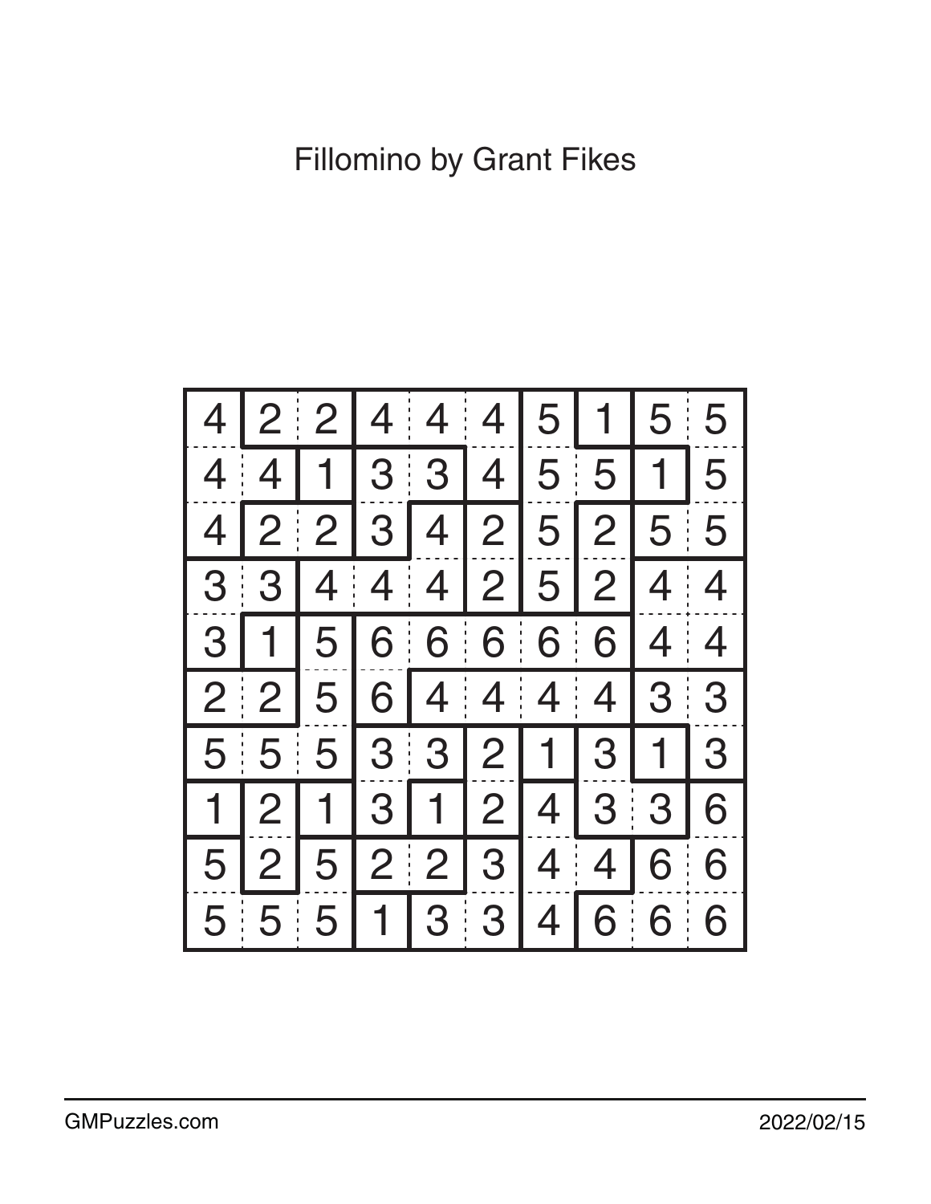Fillomino by Grant Fikes

| | | | | | | | | | |
|---|---|---|---|---|---|---|---|---|---|
| 4 | 2 | 2 | 4 | 4 | 4 | 5 | 1 | 5 | 5 |
| 4 | 4 | 1 | 3 | 3 | 4 | 5 | 5 | 1 | 5 |
| 4 | 2 | 2 | 3 | 4 | 2 | 5 | 2 | 5 | 5 |
| 3 | 3 | 4 | 4 | 4 | 2 | 5 | 2 | 4 | 4 |
| 3 | 1 | 5 | 6 | 6 | 6 | 6 | 6 | 4 | 4 |
| 2 | 2 | 5 | 6 | 4 | 4 | 4 | 4 | 3 | 3 |
| 5 | 5 | 5 | 3 | 3 | 2 | 1 | 3 | 1 | 3 |
| 1 | 2 | 1 | 3 | 1 | 2 | 4 | 3 | 3 | 6 |
| 5 | 2 | 5 | 2 | 2 | 3 | 4 | 4 | 6 | 6 |
| 5 | 5 | 5 | 1 | 3 | 3 | 4 | 6 | 6 | 6 |

GMPuzzles.com

2022/02/15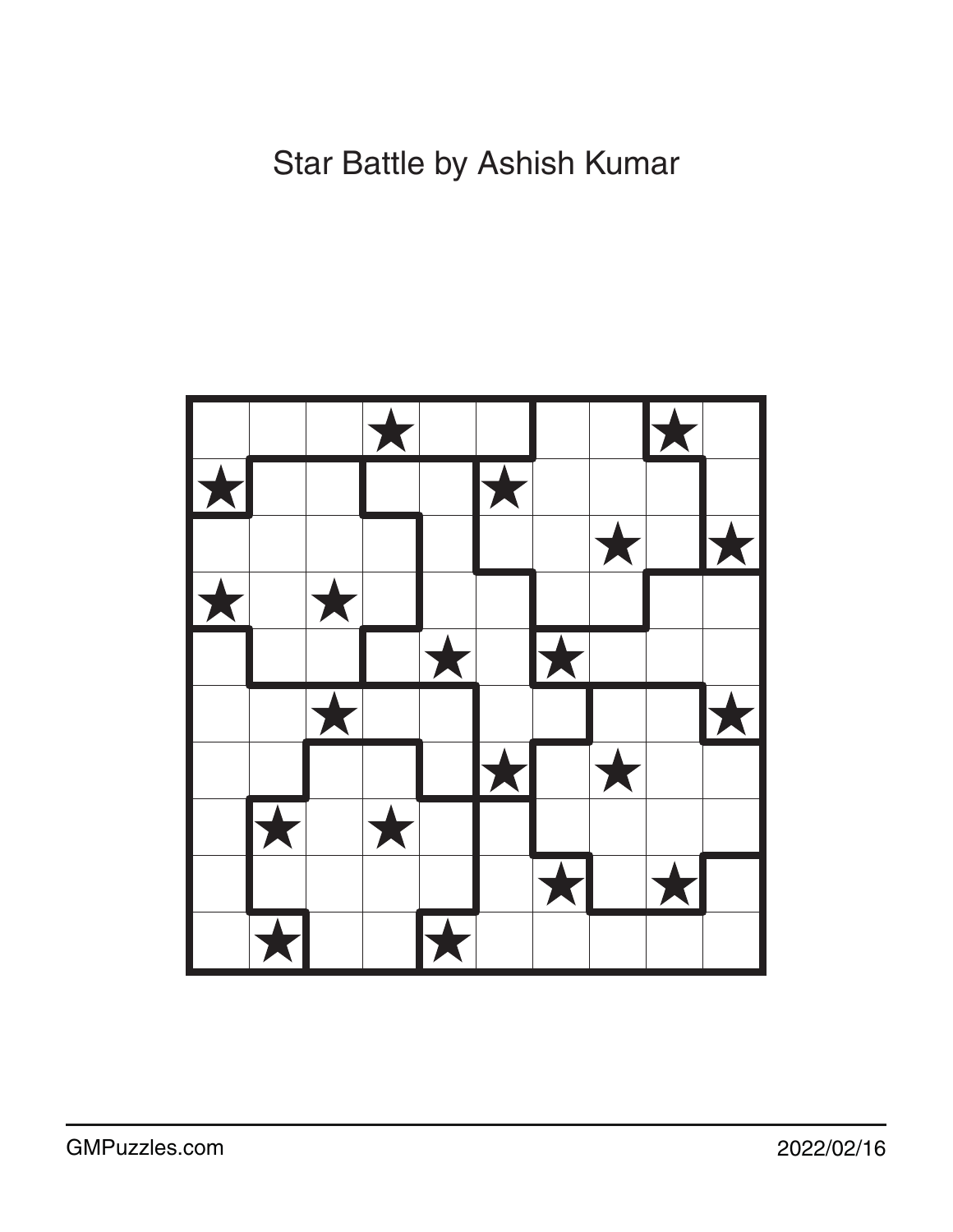# Star Battle by Ashish Kumar

| | | | | | | | | | |
|---|---|---|---|---|---|---|---|---|---|
| | | | ★ | | | | | ★ | |
| ★ | | | | | ★ | | | | |
| | | | | | | | ★ | | ★ |
| ★ | | ★ | | | | | | | |
| | | | | ★ | | ★ | | | |
| | | ★ | | | | | | | ★ |
| | | | | | ★ | | ★ | | |
| | ★ | | ★ | | | | | | |
| | | | | | | ★ | | ★ | |
| | ★ | | | ★ | | | | | |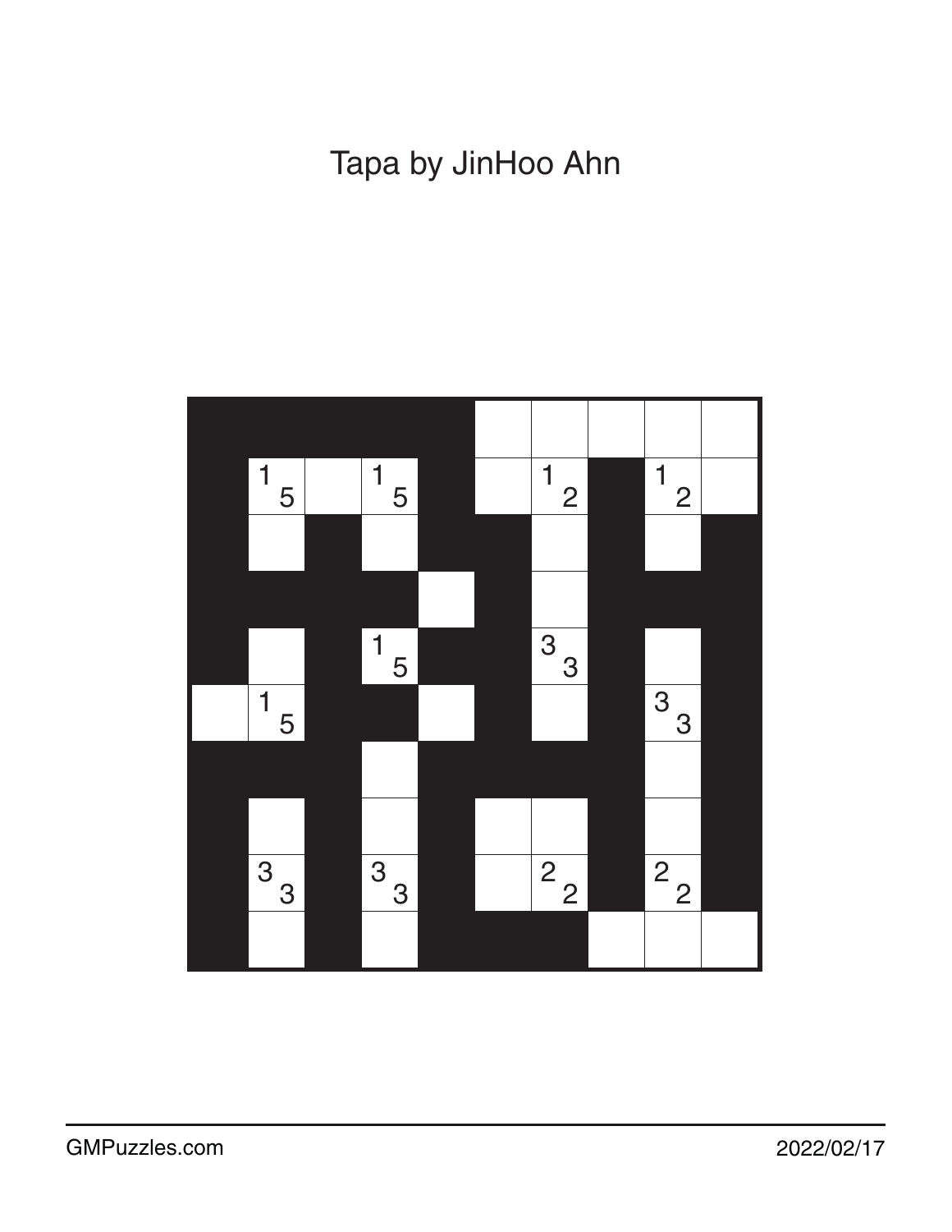# Tapa by JinHoo Ahn

| | | | | | | | | | |
|---|---|---|---|---|---|---|---|---|---|
| ■ | ■ | ■ | ■ | ■ | | | | | |
| ■ | 1 5 | | 1 5 | ■ | | 1 2 | ■ | 1 2 | |
| ■ | | ■ | | ■ | ■ | | ■ | | ■ |
| ■ | ■ | ■ | ■ | | ■ | | ■ | ■ | ■ |
| ■ | | ■ | 1 5 | ■ | ■ | 3 3 | ■ | | ■ |
| | 1 5 | ■ | ■ | | ■ | | ■ | 3 3 | ■ |
| ■ | ■ | ■ | | ■ | ■ | ■ | ■ | | ■ |
| ■ | | ■ | | ■ | | | ■ | | ■ |
| ■ | 3 3 | ■ | 3 3 | ■ | | 2 2 | ■ | 2 2 | ■ |
| ■ | | ■ | | ■ | ■ | ■ | | | |

GMPuzzles.com 2022/02/17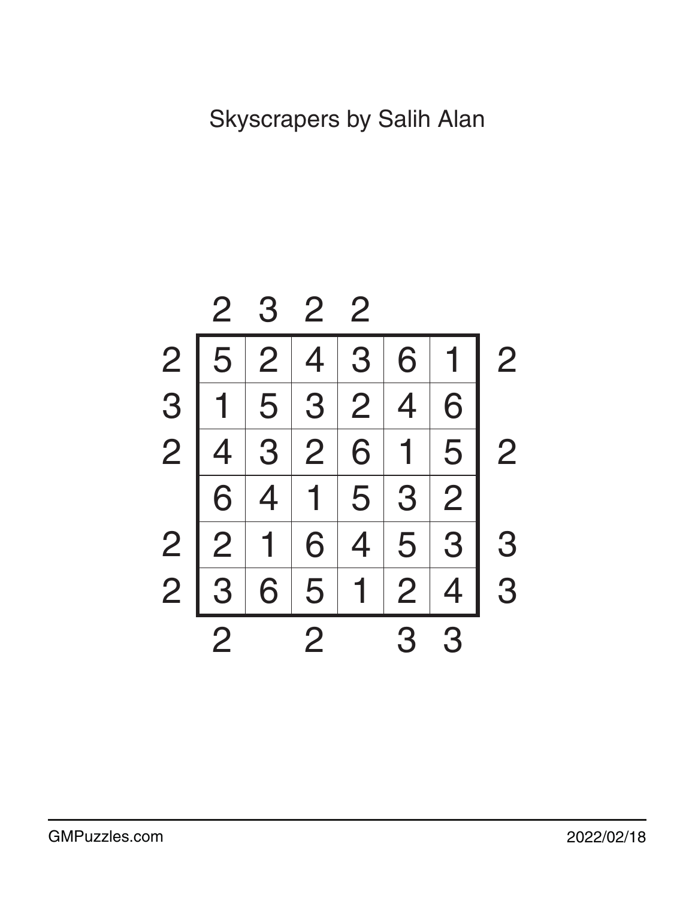# Skyscrapers by Salih Alan

|   | 2 | 3 | 2 | 2 |   |   |   |
|---|---|---|---|---|---|---|---|
| 2 | 5 | 2 | 4 | 3 | 6 | 1 | 2 |
| 3 | 1 | 5 | 3 | 2 | 4 | 6 |   |
| 2 | 4 | 3 | 2 | 6 | 1 | 5 | 2 |
|   | 6 | 4 | 1 | 5 | 3 | 2 |   |
| 2 | 2 | 1 | 6 | 4 | 5 | 3 | 3 |
| 2 | 3 | 6 | 5 | 1 | 2 | 4 | 3 |
|   | 2 |   | 2 |   | 3 | 3 |   |

GMPuzzles.com 2022/02/18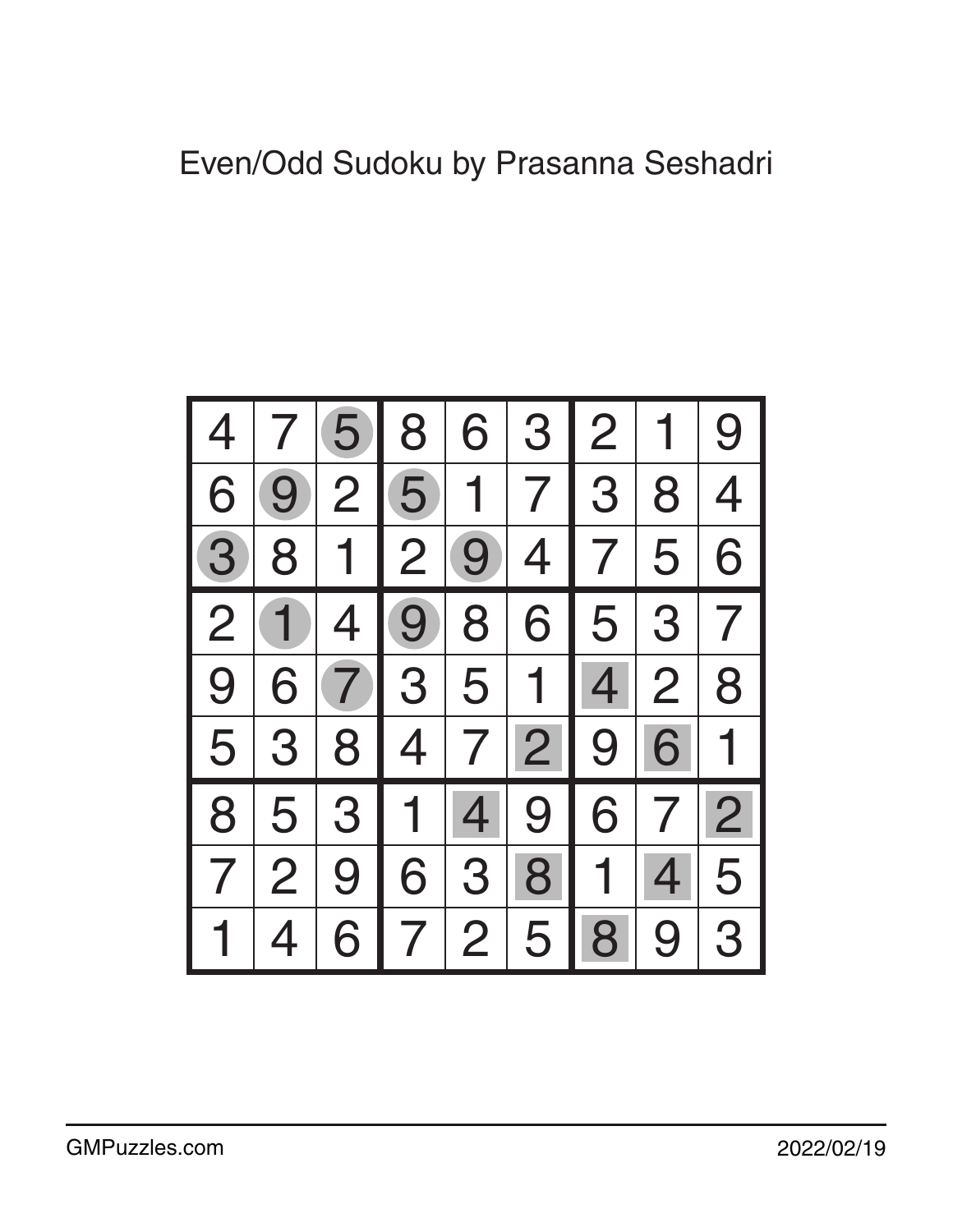Even/Odd Sudoku by Prasanna Seshadri

| | | | | | | | | |
|---|---|---|---|---|---|---|---|---|
| 4 | 7 | 5 | 8 | 6 | 3 | 2 | 1 | 9 |
| 6 | 9 | 2 | 5 | 1 | 7 | 3 | 8 | 4 |
| 3 | 8 | 1 | 2 | 9 | 4 | 7 | 5 | 6 |
| 2 | 1 | 4 | 9 | 8 | 6 | 5 | 3 | 7 |
| 9 | 6 | 7 | 3 | 5 | 1 | 4 | 2 | 8 |
| 5 | 3 | 8 | 4 | 7 | 2 | 9 | 6 | 1 |
| 8 | 5 | 3 | 1 | 4 | 9 | 6 | 7 | 2 |
| 7 | 2 | 9 | 6 | 3 | 8 | 1 | 4 | 5 |
| 1 | 4 | 6 | 7 | 2 | 5 | 8 | 9 | 3 |

GMPuzzles.com 2022/02/19